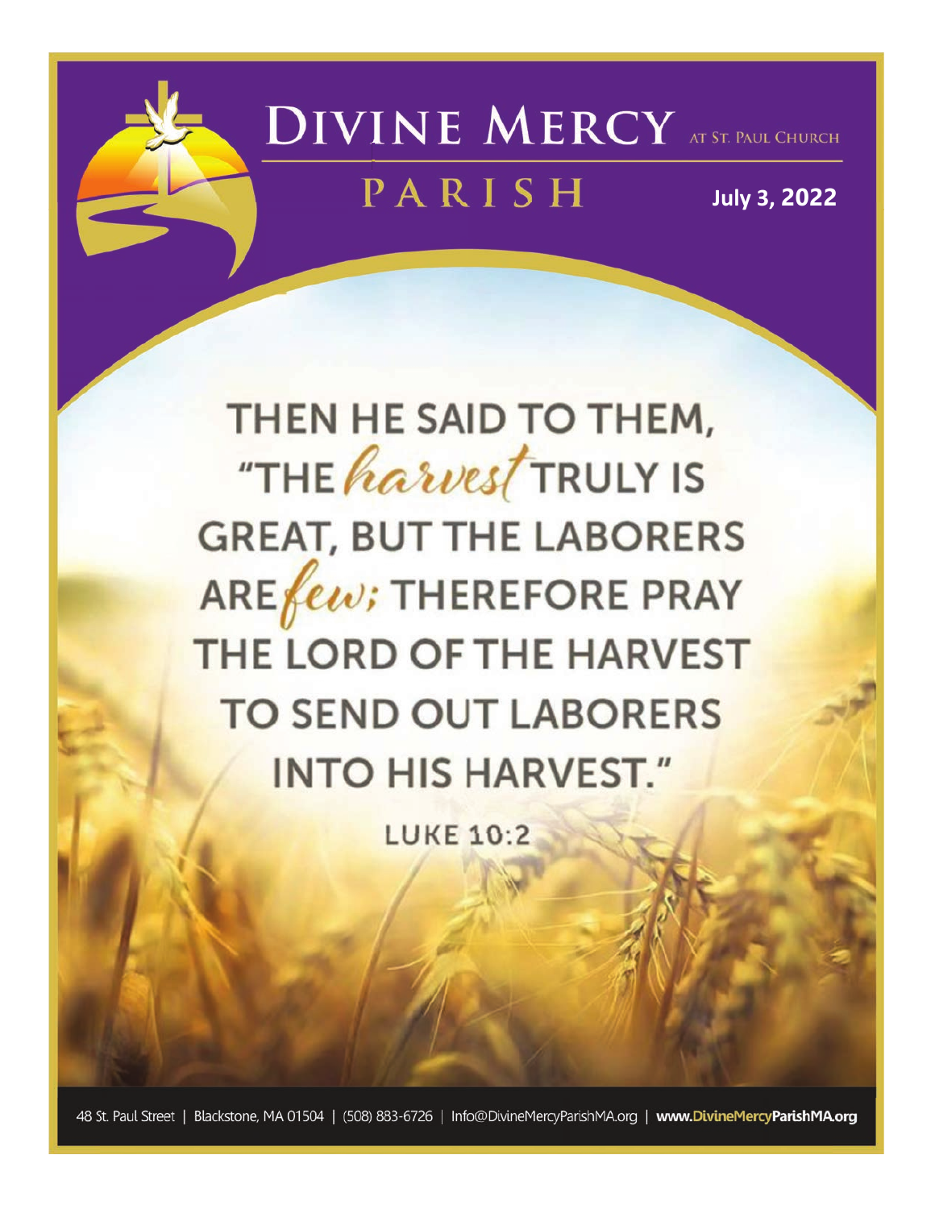# DIVINE MERCY PARISH

AT ST. PAUL CHURCH

**July 3, 2022**

THEN HE SAID TO THEM, "THE *harvest* TRULY IS GREAT, BUT THE LABORERS ARE *few*; THEREFORE PRAY THE LORD OF THE HARVEST TO SEND OUT LABORERS INTO HIS HARVEST."

LUKE 10:2

48 St. Paul Street | Blackstone, MA 01504 | (508) 883-6726 | Info@DivineMercyParishMA.org | **www.DivineMercyParishMA.org**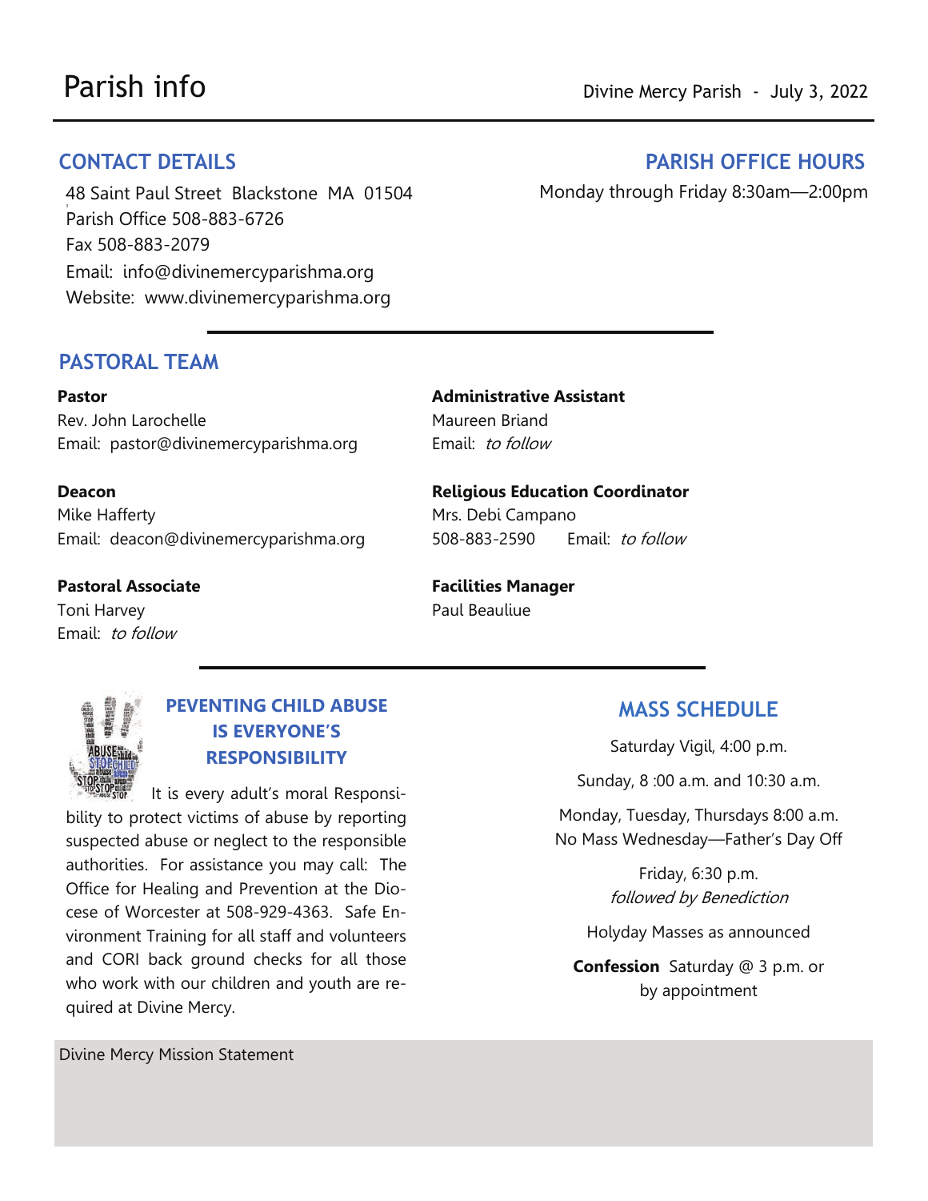# Parish info

Divine Mercy Parish - July 3, 2022

## CONTACT DETAILS

48 Saint Paul Street Blackstone MA 01504
Parish Office 508-883-6726
Fax 508-883-2079
Email: info@divinemercyparishma.org
Website: www.divinemercyparishma.org

## PARISH OFFICE HOURS

Monday through Friday 8:30am—2:00pm

## PASTORAL TEAM

**Pastor**
Rev. John Larochelle
Email: pastor@divinemercyparishma.org

**Deacon**
Mike Hafferty
Email: deacon@divinemercyparishma.org

**Pastoral Associate**
Toni Harvey
Email: *to follow*

**Administrative Assistant**
Maureen Briand
Email: *to follow*

**Religious Education Coordinator**
Mrs. Debi Campano
508-883-2590 Email: *to follow*

**Facilities Manager**
Paul Beauliue

## PEVENTING CHILD ABUSE IS EVERYONE'S RESPONSIBILITY

It is every adult's moral Responsibility to protect victims of abuse by reporting suspected abuse or neglect to the responsible authorities. For assistance you may call: The Office for Healing and Prevention at the Diocese of Worcester at 508-929-4363. Safe Environment Training for all staff and volunteers and CORI back ground checks for all those who work with our children and youth are required at Divine Mercy.

## MASS SCHEDULE

Saturday Vigil, 4:00 p.m.

Sunday, 8 :00 a.m. and 10:30 a.m.

Monday, Tuesday, Thursdays 8:00 a.m.
No Mass Wednesday—Father's Day Off

Friday, 6:30 p.m.
*followed by Benediction*

Holyday Masses as announced

**Confession** Saturday @ 3 p.m. or by appointment

Divine Mercy Mission Statement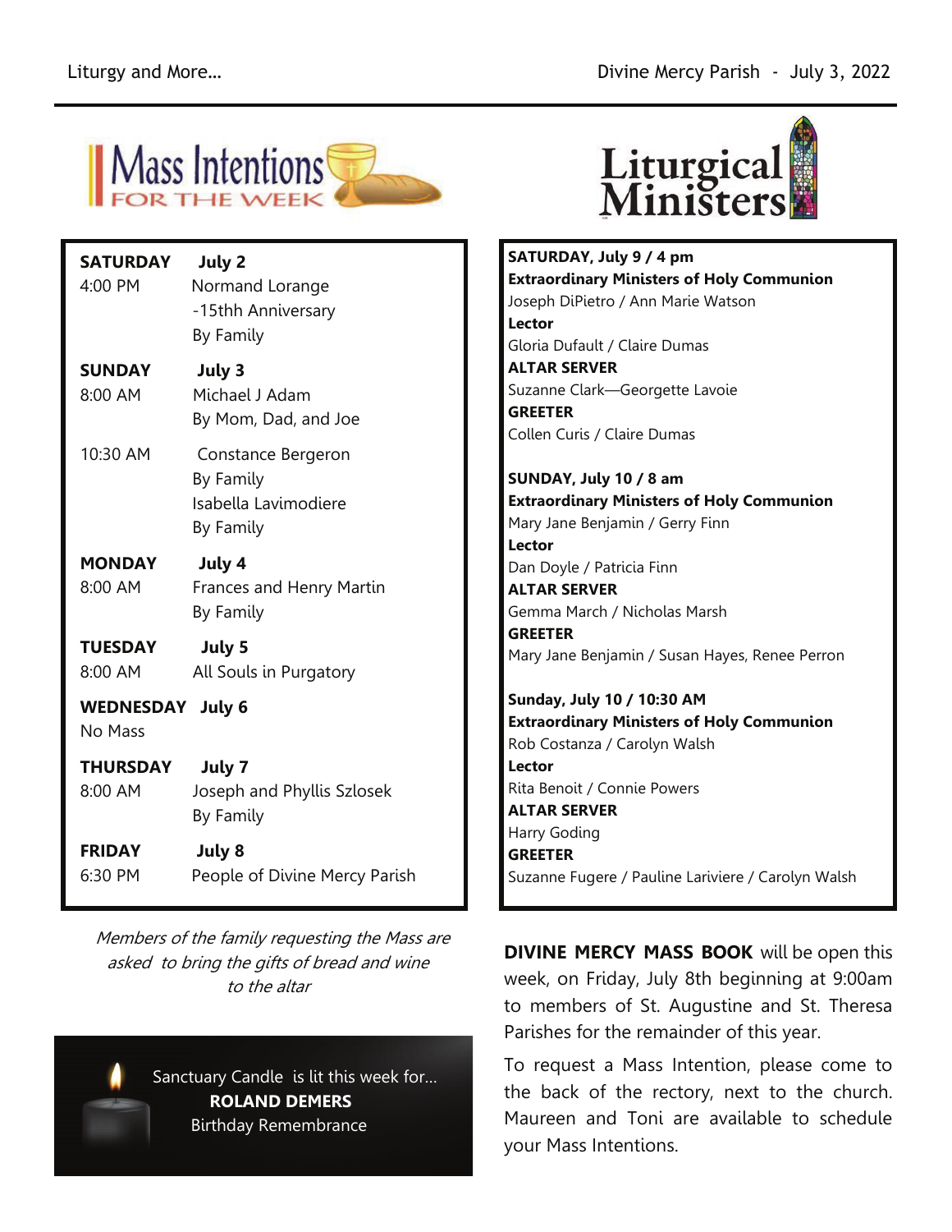## Mass Intentions FOR THE WEEK

**SATURDAY** **July 2**
4:00 PM
Normand Lorange
-15thh Anniversary
By Family

**SUNDAY** **July 3**
8:00 AM
Michael J Adam
By Mom, Dad, and Joe

10:30 AM
Constance Bergeron
By Family
Isabella Lavimodiere
By Family

**MONDAY** **July 4**
8:00 AM
Frances and Henry Martin
By Family

**TUESDAY** **July 5**
8:00 AM
All Souls in Purgatory

**WEDNESDAY** **July 6**
No Mass

**THURSDAY** **July 7**
8:00 AM
Joseph and Phyllis Szlosek
By Family

**FRIDAY** **July 8**
6:30 PM
People of Divine Mercy Parish

*Members of the family requesting the Mass are asked to bring the gifts of bread and wine to the altar*

Sanctuary Candle is lit this week for…
**ROLAND DEMERS**
Birthday Remembrance

## Liturgical Ministers

**SATURDAY, July 9 / 4 pm**
**Extraordinary Ministers of Holy Communion**
Joseph DiPietro / Ann Marie Watson
**Lector**
Gloria Dufault / Claire Dumas
**ALTAR SERVER**
Suzanne Clark—Georgette Lavoie
**GREETER**
Collen Curis / Claire Dumas

**SUNDAY, July 10 / 8 am**
**Extraordinary Ministers of Holy Communion**
Mary Jane Benjamin / Gerry Finn
**Lector**
Dan Doyle / Patricia Finn
**ALTAR SERVER**
Gemma March / Nicholas Marsh
**GREETER**
Mary Jane Benjamin / Susan Hayes, Renee Perron

**Sunday, July 10 / 10:30 AM**
**Extraordinary Ministers of Holy Communion**
Rob Costanza / Carolyn Walsh
**Lector**
Rita Benoit / Connie Powers
**ALTAR SERVER**
Harry Goding
**GREETER**
Suzanne Fugere / Pauline Lariviere / Carolyn Walsh

**DIVINE MERCY MASS BOOK** will be open this week, on Friday, July 8th beginning at 9:00am to members of St. Augustine and St. Theresa Parishes for the remainder of this year.

To request a Mass Intention, please come to the back of the rectory, next to the church. Maureen and Toni are available to schedule your Mass Intentions.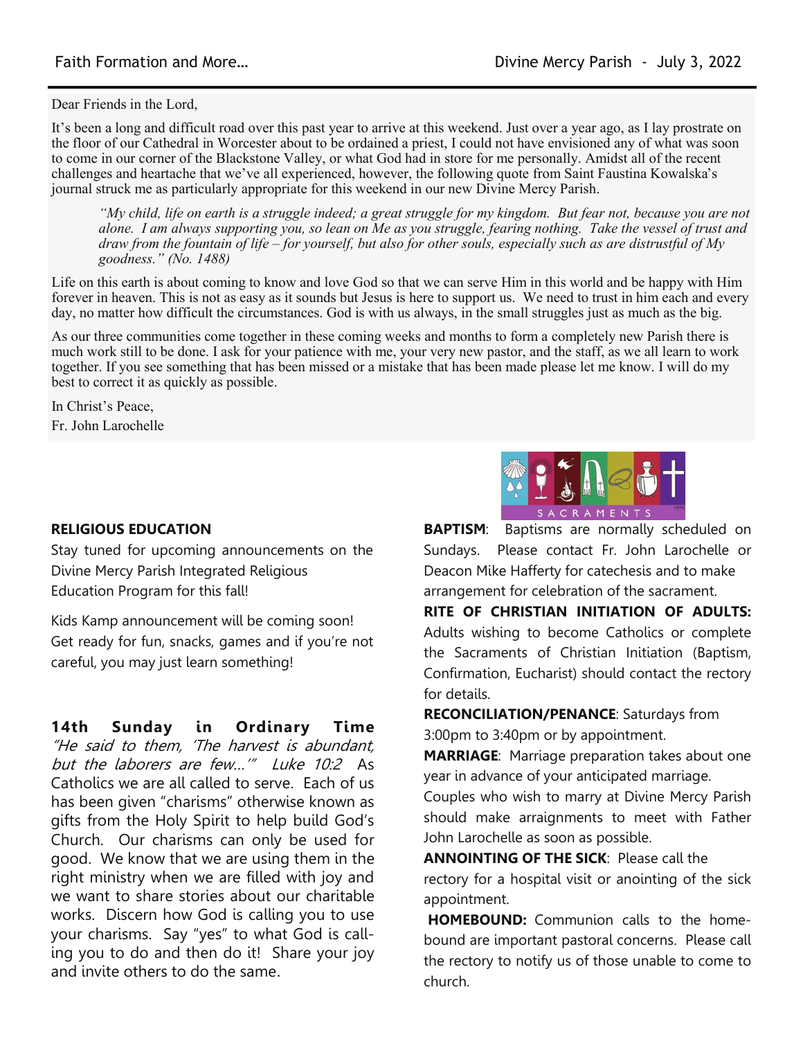Dear Friends in the Lord,

It's been a long and difficult road over this past year to arrive at this weekend. Just over a year ago, as I lay prostrate on the floor of our Cathedral in Worcester about to be ordained a priest, I could not have envisioned any of what was soon to come in our corner of the Blackstone Valley, or what God had in store for me personally. Amidst all of the recent challenges and heartache that we've all experienced, however, the following quote from Saint Faustina Kowalska's journal struck me as particularly appropriate for this weekend in our new Divine Mercy Parish.

> *"My child, life on earth is a struggle indeed; a great struggle for my kingdom. But fear not, because you are not alone. I am always supporting you, so lean on Me as you struggle, fearing nothing. Take the vessel of trust and draw from the fountain of life – for yourself, but also for other souls, especially such as are distrustful of My goodness." (No. 1488)*

Life on this earth is about coming to know and love God so that we can serve Him in this world and be happy with Him forever in heaven. This is not as easy as it sounds but Jesus is here to support us. We need to trust in him each and every day, no matter how difficult the circumstances. God is with us always, in the small struggles just as much as the big.

As our three communities come together in these coming weeks and months to form a completely new Parish there is much work still to be done. I ask for your patience with me, your very new pastor, and the staff, as we all learn to work together. If you see something that has been missed or a mistake that has been made please let me know. I will do my best to correct it as quickly as possible.

In Christ's Peace,
Fr. John Larochelle

**RELIGIOUS EDUCATION**

Stay tuned for upcoming announcements on the Divine Mercy Parish Integrated Religious Education Program for this fall!

Kids Kamp announcement will be coming soon! Get ready for fun, snacks, games and if you're not careful, you may just learn something!

**14th Sunday in Ordinary Time**
*"He said to them, 'The harvest is abundant, but the laborers are few…'" Luke 10:2* As Catholics we are all called to serve. Each of us has been given "charisms" otherwise known as gifts from the Holy Spirit to help build God's Church. Our charisms can only be used for good. We know that we are using them in the right ministry when we are filled with joy and we want to share stories about our charitable works. Discern how God is calling you to use your charisms. Say "yes" to what God is calling you to do and then do it! Share your joy and invite others to do the same.

SACRAMENTS

**BAPTISM**: Baptisms are normally scheduled on Sundays. Please contact Fr. John Larochelle or Deacon Mike Hafferty for catechesis and to make arrangement for celebration of the sacrament.

**RITE OF CHRISTIAN INITIATION OF ADULTS:** Adults wishing to become Catholics or complete the Sacraments of Christian Initiation (Baptism, Confirmation, Eucharist) should contact the rectory for details.

**RECONCILIATION/PENANCE**: Saturdays from 3:00pm to 3:40pm or by appointment.

**MARRIAGE**: Marriage preparation takes about one year in advance of your anticipated marriage. Couples who wish to marry at Divine Mercy Parish should make arraignments to meet with Father John Larochelle as soon as possible.

**ANNOINTING OF THE SICK**: Please call the rectory for a hospital visit or anointing of the sick appointment.

**HOMEBOUND:** Communion calls to the homebound are important pastoral concerns. Please call the rectory to notify us of those unable to come to church.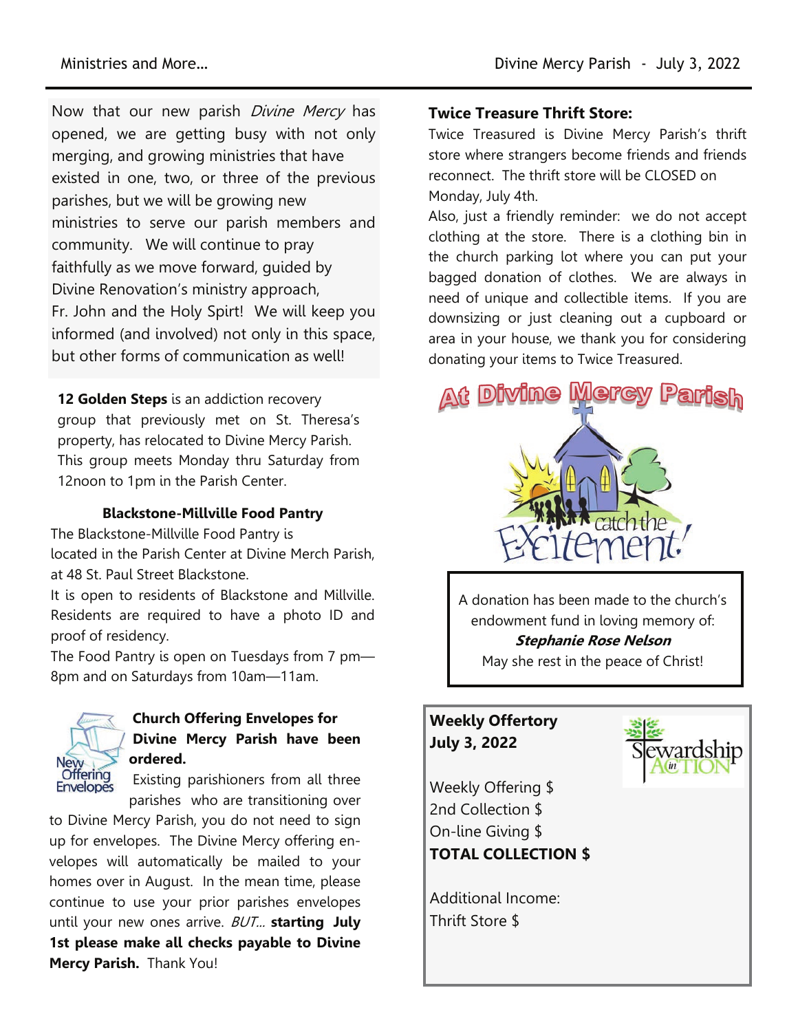Now that our new parish *Divine Mercy* has opened, we are getting busy with not only merging, and growing ministries that have existed in one, two, or three of the previous parishes, but we will be growing new ministries to serve our parish members and community. We will continue to pray faithfully as we move forward, guided by Divine Renovation's ministry approach, Fr. John and the Holy Spirt! We will keep you informed (and involved) not only in this space, but other forms of communication as well!

**12 Golden Steps** is an addiction recovery group that previously met on St. Theresa's property, has relocated to Divine Mercy Parish. This group meets Monday thru Saturday from 12noon to 1pm in the Parish Center.

**Blackstone-Millville Food Pantry**

The Blackstone-Millville Food Pantry is located in the Parish Center at Divine Merch Parish, at 48 St. Paul Street Blackstone.

It is open to residents of Blackstone and Millville. Residents are required to have a photo ID and proof of residency.

The Food Pantry is open on Tuesdays from 7 pm—8pm and on Saturdays from 10am—11am.

**Church Offering Envelopes for Divine Mercy Parish have been ordered.**

Existing parishioners from all three parishes who are transitioning over to Divine Mercy Parish, you do not need to sign up for envelopes. The Divine Mercy offering envelopes will automatically be mailed to your homes over in August. In the mean time, please continue to use your prior parishes envelopes until your new ones arrive. *BUT...* **starting July 1st please make all checks payable to Divine Mercy Parish.** Thank You!

**Twice Treasure Thrift Store:**

Twice Treasured is Divine Mercy Parish's thrift store where strangers become friends and friends reconnect. The thrift store will be CLOSED on Monday, July 4th.

Also, just a friendly reminder: we do not accept clothing at the store. There is a clothing bin in the church parking lot where you can put your bagged donation of clothes. We are always in need of unique and collectible items. If you are downsizing or just cleaning out a cupboard or area in your house, we thank you for considering donating your items to Twice Treasured.

At Divine Mercy Parish

catch the Excitement!

A donation has been made to the church's endowment fund in loving memory of:

***Stephanie Rose Nelson***

May she rest in the peace of Christ!

**Weekly Offertory**
**July 3, 2022**

Stewardship in ACTION

Weekly Offering $
2nd Collection $
On-line Giving $
**TOTAL COLLECTION $**

Additional Income:
Thrift Store $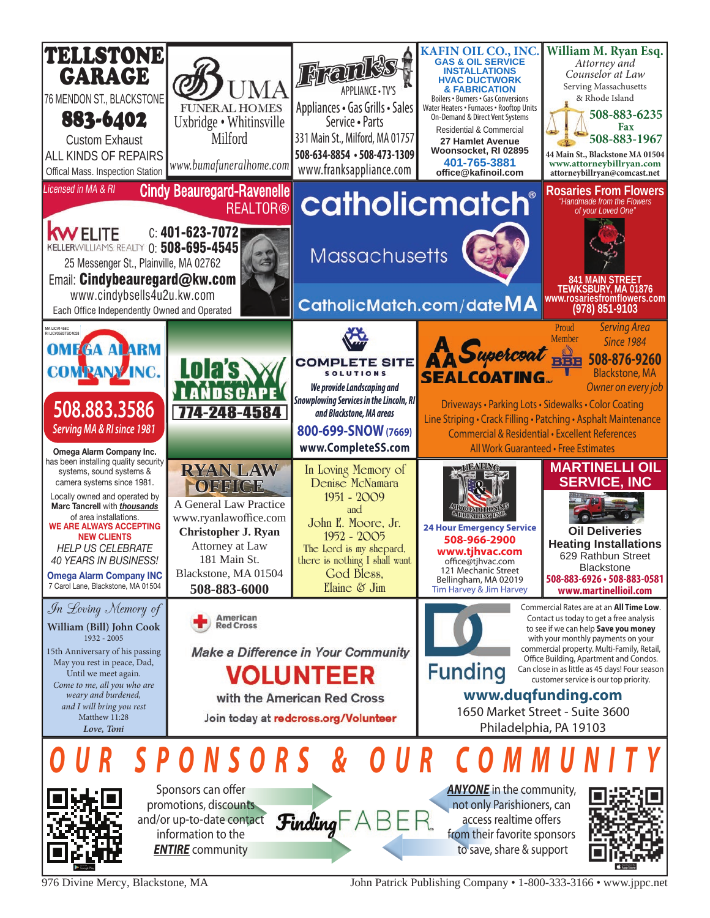**TELLSTONE GARAGE**
76 MENDON ST., BLACKSTONE
**883-6402**
Custom Exhaust
ALL KINDS OF REPAIRS
Offical Mass. Inspection Station

**BUMA**
FUNERAL HOMES
Uxbridge • Whitinsville
Milford
www.bumafuneralhome.com

**Frank's**
APPLIANCE • TV'S
Appliances • Gas Grills • Sales
Service • Parts
331 Main St., Milford, MA 01757
**508-634-8854 • 508-473-1309**
www.franksappliance.com

**KAFIN OIL CO., INC.**
**GAS & OIL SERVICE**
**INSTALLATIONS**
**HVAC DUCTWORK**
**& FABRICATION**
Boilers • Burners • Gas Conversions
Water Heaters • Furnaces • Rooftop Units
On-Demand & Direct Vent Systems
Residential & Commercial
**27 Hamlet Avenue**
**Woonsocket, RI 02895**
**401-765-3881**
**office@kafinoil.com**

**William M. Ryan Esq.**
*Attorney and*
*Counselor at Law*
Serving Massachusetts
& Rhode Island
**508-883-6235**
**Fax**
**508-883-1967**
**44 Main St., Blackstone MA 01504**
**www.attorneybillryan.com**
**attorneybillryan@comcast.net**

*Licensed in MA & RI*
**Cindy Beauregard-Ravenelle**
REALTOR®
KW ELITE
KELLERWILLIAMS. REALTY
C: **401-623-7072**
O: **508-695-4545**
25 Messenger St., Plainville, MA 02762
Email: **Cindybeauregard@kw.com**
www.cindybsells4u2u.kw.com
Each Office Independently Owned and Operated

**catholicmatch®**
Massachusetts
CatholicMatch.com/dateMA

**Rosaries From Flowers**
*"Handmade from the Flowers of your Loved One"*
**841 MAIN STREET**
**TEWKSBURY, MA 01876**
**www.rosariesfromflowers.com**
**(978) 851-9103**

MA LIC#1458C
RI LIC#3583TSC4028
**OMEGA ALARM COMPANY INC.**
**508.883.3586**
*Serving MA & RI since 1981*
**Omega Alarm Company Inc.** has been installing quality security systems, sound systems & camera systems since 1981.
Locally owned and operated by **Marc Tancrell** with ***thousands*** of area installations.
**WE ARE ALWAYS ACCEPTING NEW CLIENTS**
*HELP US CELEBRATE 40 YEARS IN BUSINESS!*
**Omega Alarm Company INC**
7 Carol Lane, Blackstone, MA 01504

**Lola's LANDSCAPE**
**774-248-4584**

**COMPLETE SITE**
**SOLUTIONS**
*We provide Landscaping and Snowplowing Services in the Lincoln, RI and Blackstone, MA areas*
**800-699-SNOW (7669)**
**www.CompleteSS.com**

**AA Supercoat SEALCOATING**
Proud Member BBB
*Serving Area Since 1984*
**508-876-9260**
Blackstone, MA
*Owner on every job*
Driveways • Parking Lots • Sidewalks • Color Coating
Line Striping • Crack Filling • Patching • Asphalt Maintenance
Commercial & Residential • Excellent References
All Work Guaranteed • Free Estimates

**RYAN LAW OFFICE**
A General Law Practice
www.ryanlawoffice.com
**Christopher J. Ryan**
Attorney at Law
181 Main St.
Blackstone, MA 01504
**508-883-6000**

In Loving Memory of
Denise McNamara
1951 - 2009
and
John E. Moore, Jr.
1952 - 2005
The Lord is my shepard, there is nothing I shall want.
God Bless,
Elaine & Jim

T&J HEATING AIR CONDITIONING & PLUMBING INC.
**24 Hour Emergency Service**
**508-966-2900**
**www.tjhvac.com**
office@tjhvac.com
121 Mechanic Street
Bellingham, MA 02019
Tim Harvey & Jim Harvey

**MARTINELLI OIL SERVICE, INC**
**Oil Deliveries**
**Heating Installations**
629 Rathbun Street
Blackstone
**508-883-6926 • 508-883-0581**
**www.martinellioil.com**

*In Loving Memory of*
**William (Bill) John Cook**
1932 - 2005
15th Anniversary of his passing
May you rest in peace, Dad,
Until we meet again.
*Come to me, all you who are weary and burdened, and I will bring you rest*
Matthew 11:28
***Love, Toni***

American Red Cross
*Make a Difference in Your Community*
**VOLUNTEER**
with the American Red Cross
Join today at **redcross.org/Volunteer**

**DQ Funding**
Commercial Rates are at an **All Time Low**. Contact us today to get a free analysis to see if we can help **Save you money** with your monthly payments on your commercial property. Multi-Family, Retail, Office Building, Apartment and Condos. Can close in as little as 45 days! Four season customer service is our top priority.
**www.duqfunding.com**
1650 Market Street - Suite 3600
Philadelphia, PA 19103

# OUR SPONSORS & OUR COMMUNITY

Sponsors can offer promotions, discounts and/or up-to-date contact information to the ***ENTIRE*** community

**FindingFABER**

***ANYONE*** in the community, not only Parishioners, can access realtime offers from their favorite sponsors to save, share & support

976 Divine Mercy, Blackstone, MA
John Patrick Publishing Company • 1-800-333-3166 • www.jppc.net